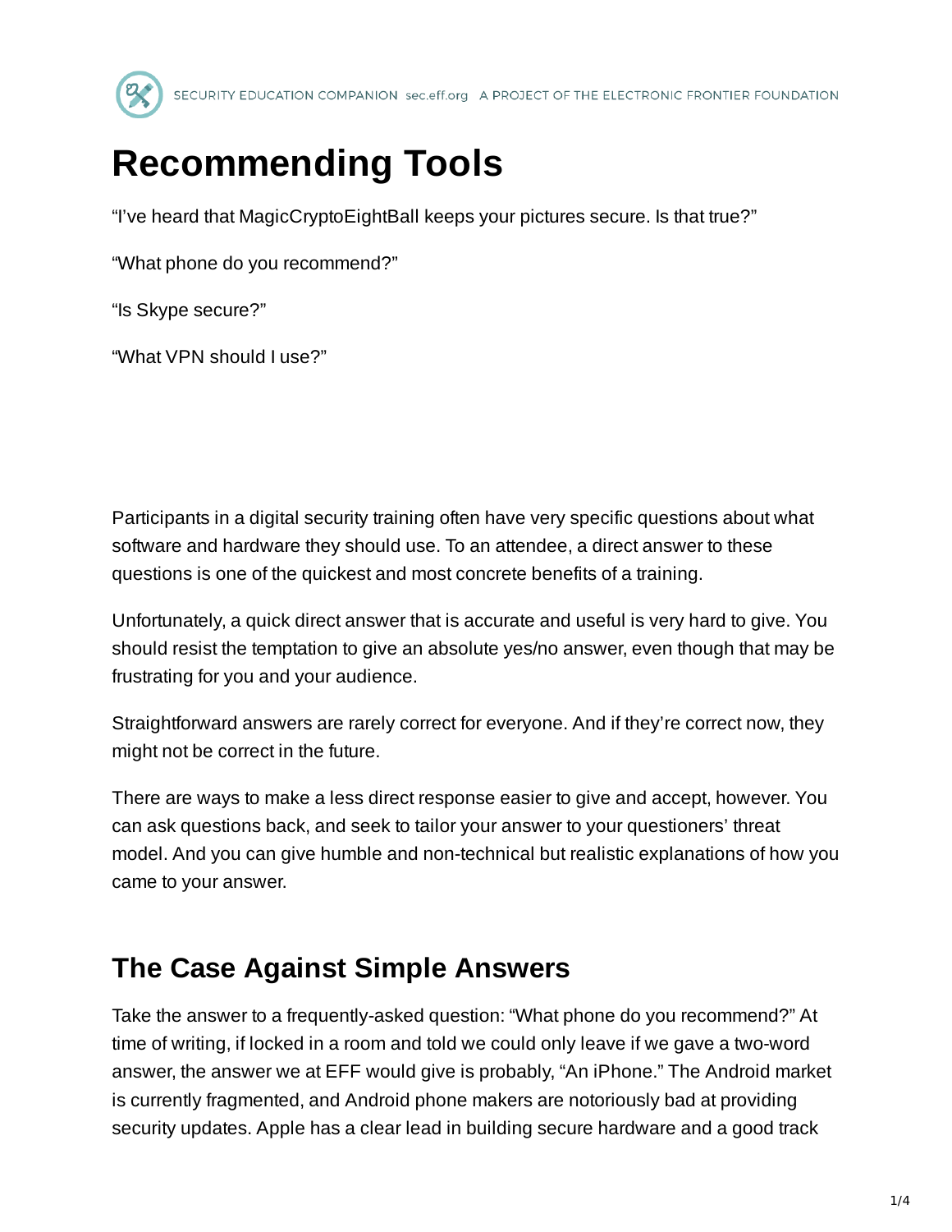# Recommending Tools

"I've heard that MagicCryptoEightBall keeps your pictures secure. Is that true?"

"What phone do you recommend?"

"Is Skype secure?"

"What VPN should I use?"

Participants in a digital security training often have very specific questions about what software and hardware they should use. To an attendee, a direct answer to these questions is one of the quickest and most concrete benefits of a training.

Unfortunately, a quick direct answer that is accurate and useful is very hard to give. You should resist the temptation to give an absolute yes/no answer, even though that may be frustrating for you and your audience.

Straightforward answers are rarely correct for everyone. And if they're correct now, they might not be correct in the future.

There are ways to make a less direct response easier to give and accept, however. You can ask questions back, and seek to tailor your answer to your questioners' threat model. And you can give humble and non-technical but realistic explanations of how you came to your answer.

## The Case Against Simple Answers

Take the answer to a frequently-asked question: "What phone do you recommend?" At time of writing, if locked in a room and told we could only leave if we gave a two-word answer, the answer we at EFF would give is probably, "An iPhone." The Android market is currently fragmented, and Android phone makers are notoriously bad at providing security updates. Apple has a clear lead in building secure hardware and a good track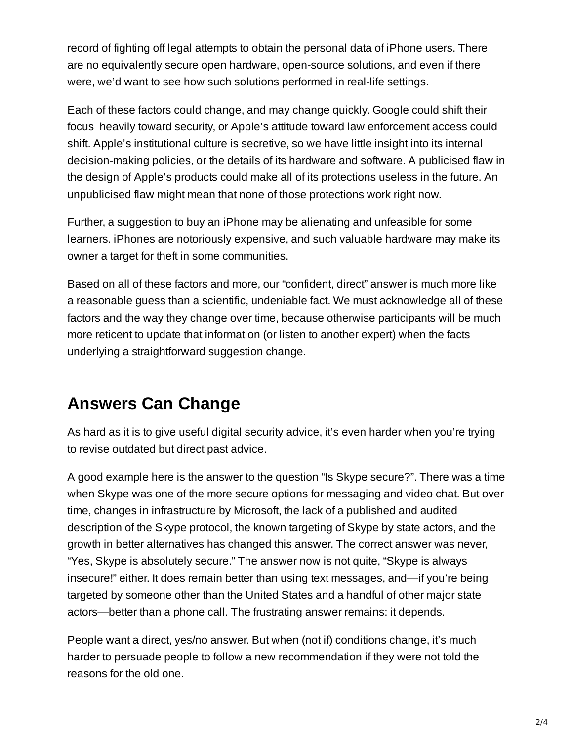record of fighting off legal attempts to obtain the personal data of iPhone users. There are no equivalently secure open hardware, open-source solutions, and even if there were, we'd want to see how such solutions performed in real-life settings.

Each of these factors could change, and may change quickly. Google could shift their focus heavily toward security, or Apple's attitude toward law enforcement access could shift. Apple's institutional culture is secretive, so we have little insight into its internal decision-making policies, or the details of its hardware and software. A publicised flaw in the design of Apple's products could make all of its protections useless in the future. An unpublicised flaw might mean that none of those protections work right now.

Further, a suggestion to buy an iPhone may be alienating and unfeasible for some learners. iPhones are notoriously expensive, and such valuable hardware may make its owner a target for theft in some communities.

Based on all of these factors and more, our "confident, direct" answer is much more like a reasonable guess than a scientific, undeniable fact. We must acknowledge all of these factors and the way they change over time, because otherwise participants will be much more reticent to update that information (or listen to another expert) when the facts underlying a straightforward suggestion change.

## Answers Can Change

As hard as it is to give useful digital security advice, it's even harder when you're trying to revise outdated but direct past advice.

A good example here is the answer to the question "Is Skype secure?". There was a time when Skype was one of the more secure options for messaging and video chat. But over time, changes in infrastructure by Microsoft, the lack of a published and audited description of the Skype protocol, the known targeting of Skype by state actors, and the growth in better alternatives has changed this answer. The correct answer was never, "Yes, Skype is absolutely secure." The answer now is not quite, "Skype is always insecure!" either. It does remain better than using text messages, and—if you're being targeted by someone other than the United States and a handful of other major state actors—better than a phone call. The frustrating answer remains: it depends.

People want a direct, yes/no answer. But when (not if) conditions change, it's much harder to persuade people to follow a new recommendation if they were not told the reasons for the old one.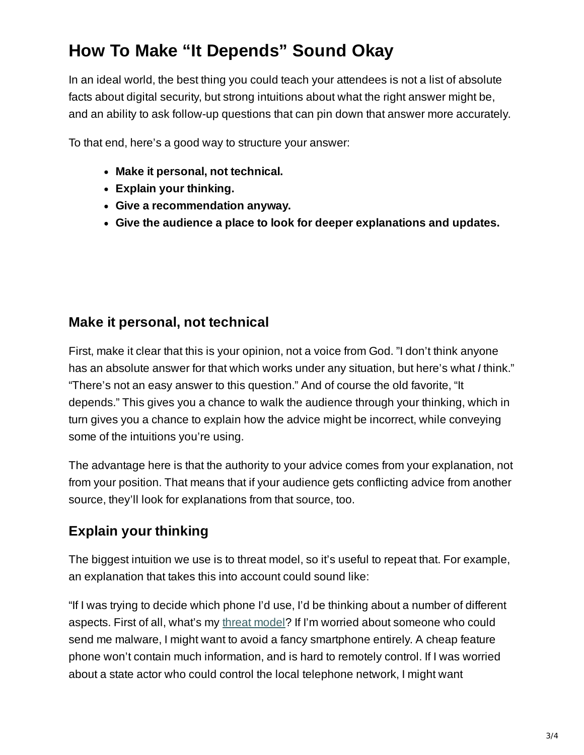## How To Make "It Depends" Sound Okay

In an ideal world, the best thing you could teach your attendees is not a list of absolute facts about digital security, but strong intuitions about what the right answer might be, and an ability to ask follow-up questions that can pin down that answer more accurately.

To that end, here's a good way to structure your answer:

- **Make it personal, not technical.**
- **Explain your thinking.**
- **Give a recommendation anyway.**
- **Give the audience a place to look for deeper explanations and updates.**

### Make it personal, not technical

First, make it clear that this is your opinion, not a voice from God. "I don't think anyone has an absolute answer for that which works under any situation, but here's what ***I*** think." "There's not an easy answer to this question." And of course the old favorite, "It depends." This gives you a chance to walk the audience through your thinking, which in turn gives you a chance to explain how the advice might be incorrect, while conveying some of the intuitions you're using.

The advantage here is that the authority to your advice comes from your explanation, not from your position. That means that if your audience gets conflicting advice from another source, they'll look for explanations from that source, too.

### Explain your thinking

The biggest intuition we use is to threat model, so it's useful to repeat that. For example, an explanation that takes this into account could sound like:

"If I was trying to decide which phone I'd use, I'd be thinking about a number of different aspects. First of all, what's my threat model? If I'm worried about someone who could send me malware, I might want to avoid a fancy smartphone entirely. A cheap feature phone won't contain much information, and is hard to remotely control. If I was worried about a state actor who could control the local telephone network, I might want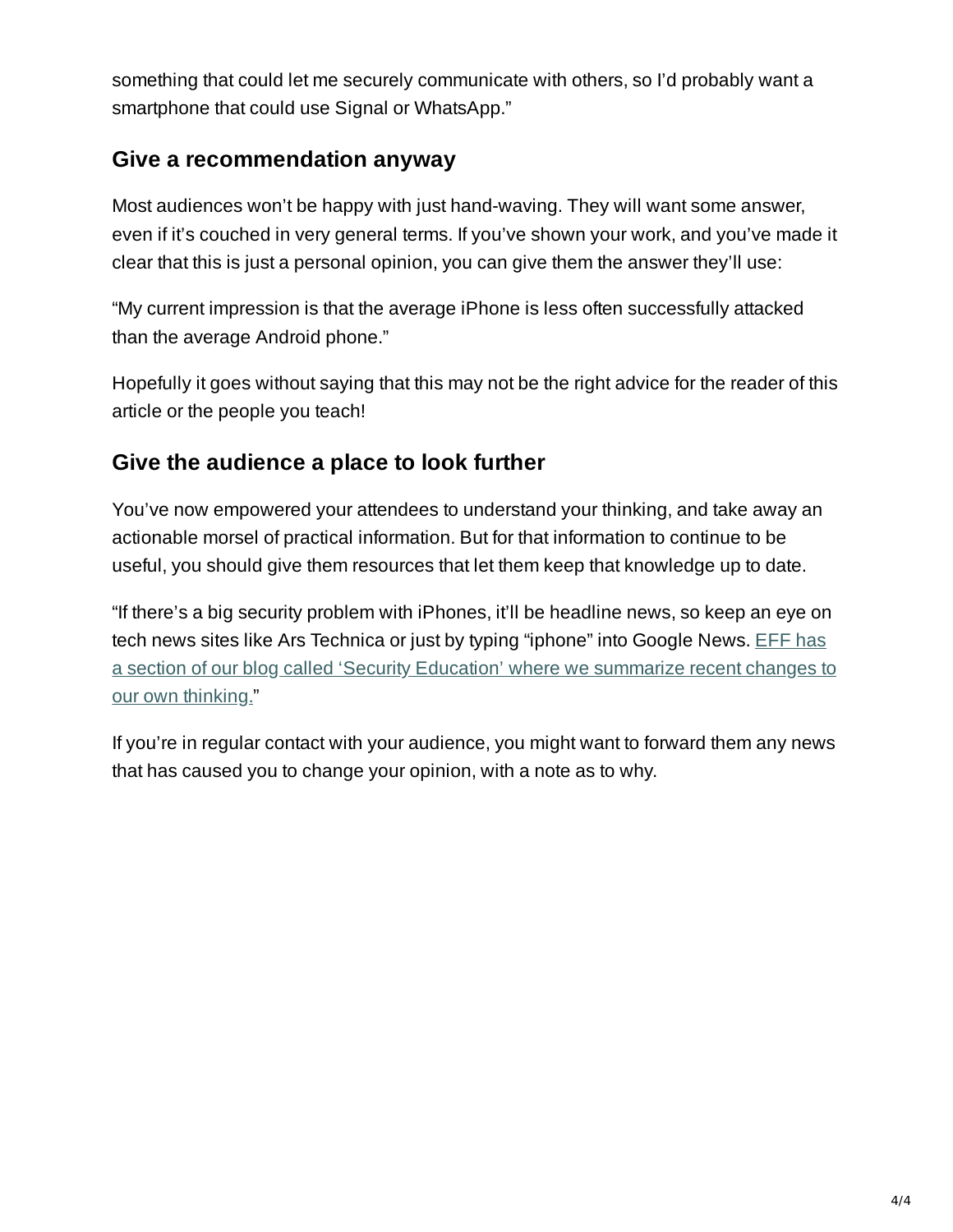something that could let me securely communicate with others, so I'd probably want a smartphone that could use Signal or WhatsApp."

### Give a recommendation anyway

Most audiences won't be happy with just hand-waving. They will want some answer, even if it's couched in very general terms. If you've shown your work, and you've made it clear that this is just a personal opinion, you can give them the answer they'll use:

"My current impression is that the average iPhone is less often successfully attacked than the average Android phone."

Hopefully it goes without saying that this may not be the right advice for the reader of this article or the people you teach!

### Give the audience a place to look further

You've now empowered your attendees to understand your thinking, and take away an actionable morsel of practical information. But for that information to continue to be useful, you should give them resources that let them keep that knowledge up to date.

"If there's a big security problem with iPhones, it'll be headline news, so keep an eye on tech news sites like Ars Technica or just by typing "iphone" into Google News. EFF has a section of our blog called 'Security Education' where we summarize recent changes to our own thinking."

If you're in regular contact with your audience, you might want to forward them any news that has caused you to change your opinion, with a note as to why.